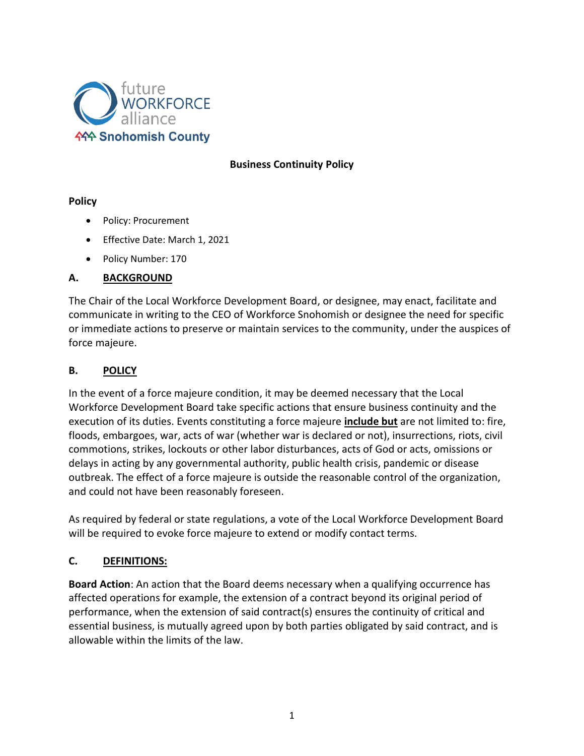future WORKFORCE alliance
Snohomish County

# Business Continuity Policy

**Policy**

- Policy: Procurement
- Effective Date: March 1, 2021
- Policy Number: 170

## A. BACKGROUND

The Chair of the Local Workforce Development Board, or designee, may enact, facilitate and communicate in writing to the CEO of Workforce Snohomish or designee the need for specific or immediate actions to preserve or maintain services to the community, under the auspices of force majeure.

## B. POLICY

In the event of a force majeure condition, it may be deemed necessary that the Local Workforce Development Board take specific actions that ensure business continuity and the execution of its duties. Events constituting a force majeure **include but** are not limited to: fire, floods, embargoes, war, acts of war (whether war is declared or not), insurrections, riots, civil commotions, strikes, lockouts or other labor disturbances, acts of God or acts, omissions or delays in acting by any governmental authority, public health crisis, pandemic or disease outbreak. The effect of a force majeure is outside the reasonable control of the organization, and could not have been reasonably foreseen.

As required by federal or state regulations, a vote of the Local Workforce Development Board will be required to evoke force majeure to extend or modify contact terms.

## C. DEFINITIONS:

**Board Action**: An action that the Board deems necessary when a qualifying occurrence has affected operations for example, the extension of a contract beyond its original period of performance, when the extension of said contract(s) ensures the continuity of critical and essential business, is mutually agreed upon by both parties obligated by said contract, and is allowable within the limits of the law.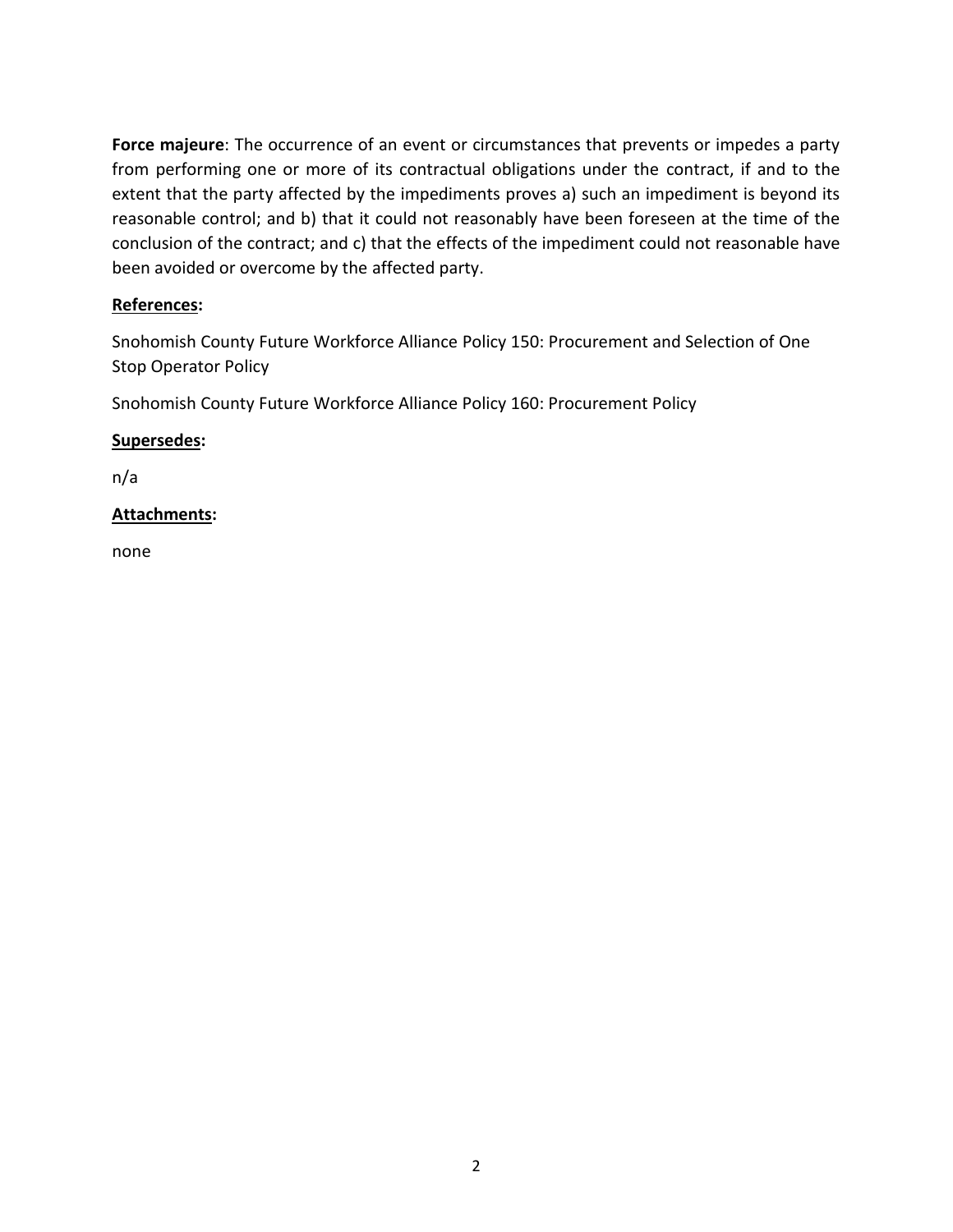**Force majeure**: The occurrence of an event or circumstances that prevents or impedes a party from performing one or more of its contractual obligations under the contract, if and to the extent that the party affected by the impediments proves a) such an impediment is beyond its reasonable control; and b) that it could not reasonably have been foreseen at the time of the conclusion of the contract; and c) that the effects of the impediment could not reasonable have been avoided or overcome by the affected party.

**References:**

Snohomish County Future Workforce Alliance Policy 150: Procurement and Selection of One Stop Operator Policy

Snohomish County Future Workforce Alliance Policy 160: Procurement Policy

**Supersedes:**

n/a

**Attachments:**

none